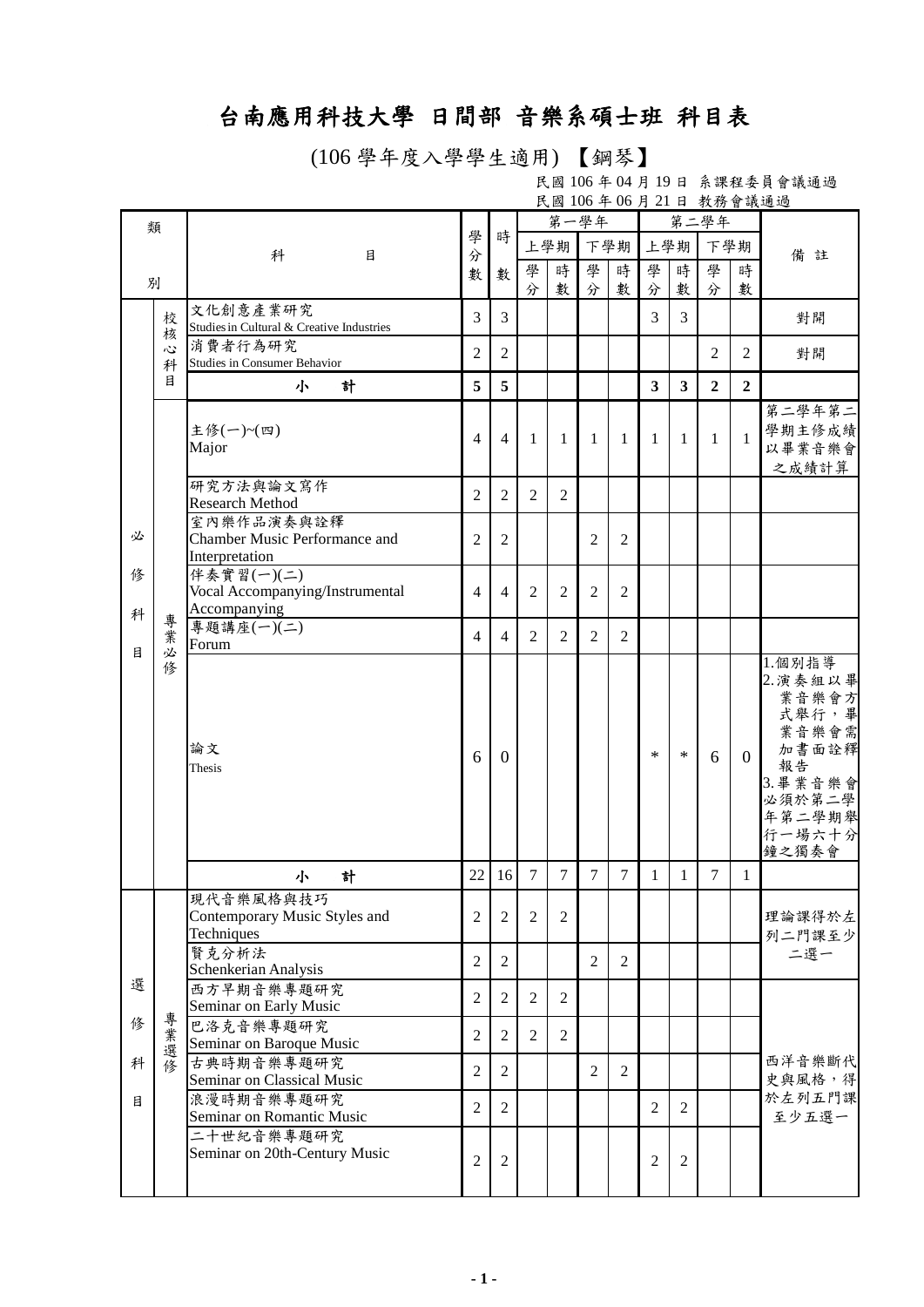# 台南應用科技大學 日間部 音樂系碩士班 科目表

(106 學年度入學學生適用) 【鋼琴】

民國 106 年 04 月 19 日 系課程委員會議通過
民國 106 年 06 月 21 日 教務會議通過

| 類別 | | 科目 | 學分數 | 時數 | 第一學年 | | | | 第二學年 | | | | 備註 |
|---|---|---|---|---|---|---|---|---|---|---|---|---|---|
| | | | | | 上學期 | | 下學期 | | 上學期 | | 下學期 | | |
| | | | | | 學分 | 時數 | 學分 | 時數 | 學分 | 時數 | 學分 | 時數 | |
| 必修科目 | 校核心科目 | 文化創意產業研究<br>Studies in Cultural & Creative Industries | 3 | 3 | | | | | 3 | 3 | | | 對開 |
| | | 消費者行為研究<br>Studies in Consumer Behavior | 2 | 2 | | | | | | | 2 | 2 | 對開 |
| | | **小　　計** | **5** | **5** | | | | | **3** | **3** | **2** | **2** | |
| | 專業必修 | 主修(一)~(四)<br>Major | 4 | 4 | 1 | 1 | 1 | 1 | 1 | 1 | 1 | 1 | 第二學年第二學期主修成績以畢業音樂會之成績計算 |
| | | 研究方法與論文寫作<br>Research Method | 2 | 2 | 2 | 2 | | | | | | | |
| | | 室內樂作品演奏與詮釋<br>Chamber Music Performance and Interpretation | 2 | 2 | | | 2 | 2 | | | | | |
| | | 伴奏實習(一)(二)<br>Vocal Accompanying/Instrumental Accompanying | 4 | 4 | 2 | 2 | 2 | 2 | | | | | |
| | | 專題講座(一)(二)<br>Forum | 4 | 4 | 2 | 2 | 2 | 2 | | | | | |
| | | 論文<br>Thesis | 6 | 0 | | | | | * | * | 6 | 0 | 1.個別指導<br>2.演奏組以畢業音樂會方式舉行，畢業音樂會需加書面詮釋報告<br>3.畢業音樂會必須於第二學年第二學期舉行一場六十分鐘之獨奏會 |
| | | 小　　計 | 22 | 16 | 7 | 7 | 7 | 7 | 1 | 1 | 7 | 1 | |
| 選修科目 | 專業選修 | 現代音樂風格與技巧<br>Contemporary Music Styles and Techniques | 2 | 2 | 2 | 2 | | | | | | | 理論課得於左列二門課至少二選一 |
| | | 賢克分析法<br>Schenkerian Analysis | 2 | 2 | | | 2 | 2 | | | | | |
| | | 西方早期音樂專題研究<br>Seminar on Early Music | 2 | 2 | 2 | 2 | | | | | | | 西洋音樂斷代史與風格，得於左列五門課至少五選一 |
| | | 巴洛克音樂專題研究<br>Seminar on Baroque Music | 2 | 2 | 2 | 2 | | | | | | | |
| | | 古典時期音樂專題研究<br>Seminar on Classical Music | 2 | 2 | | | 2 | 2 | | | | | |
| | | 浪漫時期音樂專題研究<br>Seminar on Romantic Music | 2 | 2 | | | | | 2 | 2 | | | |
| | | 二十世紀音樂專題研究<br>Seminar on 20th-Century Music | 2 | 2 | | | | | 2 | 2 | | | |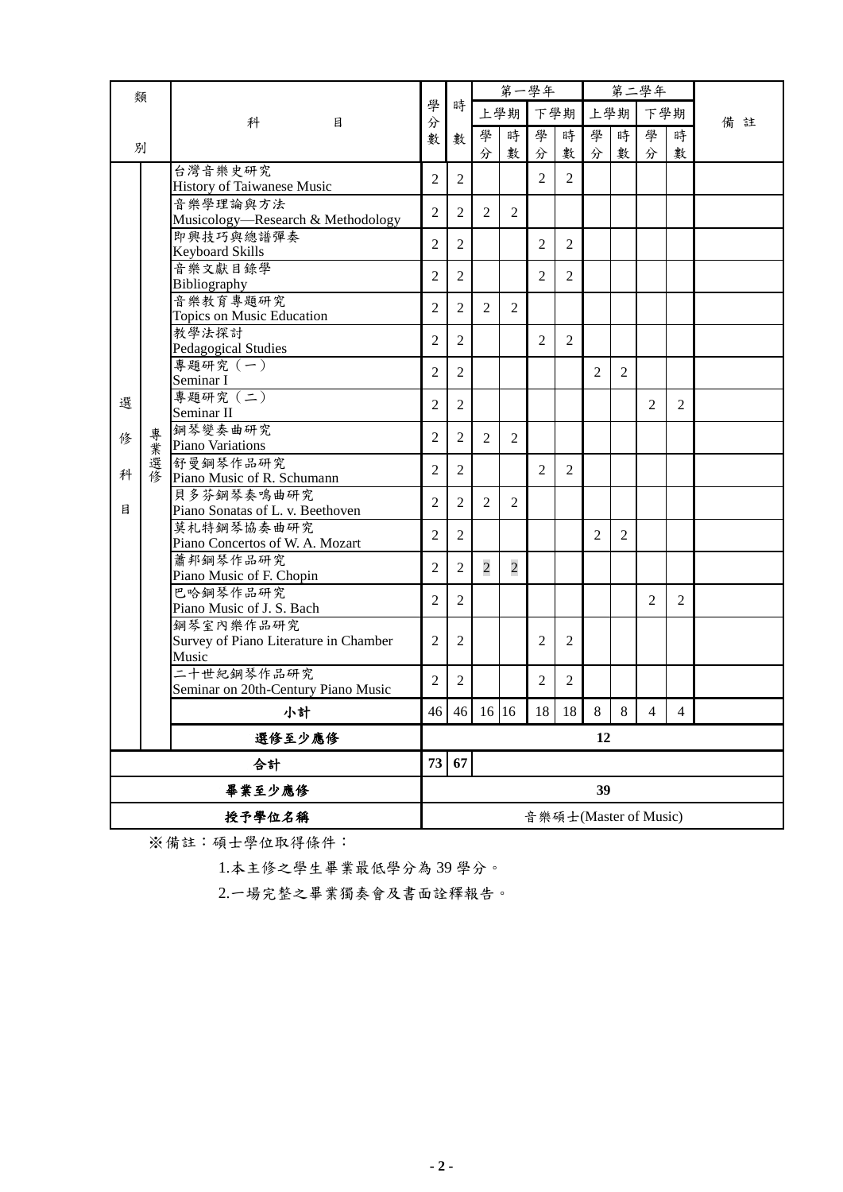| 類別 | | 科目 | 學分數 | 時數 | 第一學年 | | | | 第二學年 | | | | 備註 |
|---|---|---|---|---|---|---|---|---|---|---|---|---|---|
| | | | | | 上學期 | | 下學期 | | 上學期 | | 下學期 | | |
| | | | | | 學分 | 時數 | 學分 | 時數 | 學分 | 時數 | 學分 | 時數 | |
| 選修科目 | 專業選修 | 台灣音樂史研究 History of Taiwanese Music | 2 | 2 | | | 2 | 2 | | | | | |
| | | 音樂學理論與方法 Musicology—Research & Methodology | 2 | 2 | 2 | 2 | | | | | | | |
| | | 即興技巧與總譜彈奏 Keyboard Skills | 2 | 2 | | | 2 | 2 | | | | | |
| | | 音樂文獻目錄學 Bibliography | 2 | 2 | | | 2 | 2 | | | | | |
| | | 音樂教育專題研究 Topics on Music Education | 2 | 2 | 2 | 2 | | | | | | | |
| | | 教學法探討 Pedagogical Studies | 2 | 2 | | | 2 | 2 | | | | | |
| | | 專題研究（一） Seminar I | 2 | 2 | | | | | 2 | 2 | | | |
| | | 專題研究（二） Seminar II | 2 | 2 | | | | | | | 2 | 2 | |
| | | 鋼琴變奏曲研究 Piano Variations | 2 | 2 | 2 | 2 | | | | | | | |
| | | 舒曼鋼琴作品研究 Piano Music of R. Schumann | 2 | 2 | | | 2 | 2 | | | | | |
| | | 貝多芬鋼琴奏鳴曲研究 Piano Sonatas of L. v. Beethoven | 2 | 2 | 2 | 2 | | | | | | | |
| | | 莫札特鋼琴協奏曲研究 Piano Concertos of W. A. Mozart | 2 | 2 | | | | | 2 | 2 | | | |
| | | 蕭邦鋼琴作品研究 Piano Music of F. Chopin | 2 | 2 | 2 | 2 | | | | | | | |
| | | 巴哈鋼琴作品研究 Piano Music of J. S. Bach | 2 | 2 | | | | | | | 2 | 2 | |
| | | 鋼琴室內樂作品研究 Survey of Piano Literature in Chamber Music | 2 | 2 | | | 2 | 2 | | | | | |
| | | 二十世紀鋼琴作品研究 Seminar on 20th-Century Piano Music | 2 | 2 | | | 2 | 2 | | | | | |
| | | **小計** | 46 | 46 | 16 | 16 | 18 | 18 | 8 | 8 | 4 | 4 | |
| | | **選修至少應修** | **12** | | | | | | | | | | |
| **合計** | | | **73** | **67** | | | | | | | | | |
| **畢業至少應修** | | | **39** | | | | | | | | | | |
| **授予學位名稱** | | | 音樂碩士(Master of Music) | | | | | | | | | | |

※備註：碩士學位取得條件：

1.本主修之學生畢業最低學分為 39 學分。

2.一場完整之畢業獨奏會及書面詮釋報告。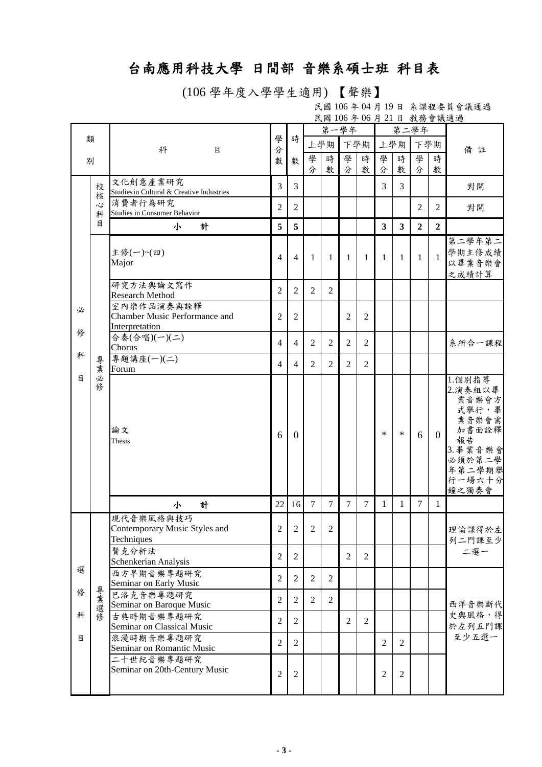# 台南應用科技大學 日間部 音樂系碩士班 科目表

(106 學年度入學學生適用) 【聲樂】

民國 106 年 04 月 19 日 系課程委員會議通過
民國 106 年 06 月 21 日 教務會議通過

| 類別 | | 科目 | 學分數 | 時數 | 第一學年 | | | | 第二學年 | | | | 備註 |
|---|---|---|---|---|---|---|---|---|---|---|---|---|---|
| | | | | | 上學期 | | 下學期 | | 上學期 | | 下學期 | | |
| | | | | | 學分 | 時數 | 學分 | 時數 | 學分 | 時數 | 學分 | 時數 | |
| 必修科目 | 校核心科目 | 文化創意產業研究 Studies in Cultural & Creative Industries | 3 | 3 | | | | | 3 | 3 | | | 對開 |
| | | 消費者行為研究 Studies in Consumer Behavior | 2 | 2 | | | | | | | 2 | 2 | 對開 |
| | | 小計 | **5** | **5** | | | | | **3** | **3** | **2** | **2** | |
| | 專業必修 | 主修(一)~(四) Major | 4 | 4 | 1 | 1 | 1 | 1 | 1 | 1 | 1 | 1 | 第二學年第二學期主修成績以畢業音樂會之成績計算 |
| | | 研究方法與論文寫作 Research Method | 2 | 2 | 2 | 2 | | | | | | | |
| | | 室內樂作品演奏與詮釋 Chamber Music Performance and Interpretation | 2 | 2 | | | 2 | 2 | | | | | |
| | | 合奏(合唱)(一)(二) Chorus | 4 | 4 | 2 | 2 | 2 | 2 | | | | | 系所合一課程 |
| | | 專題講座(一)(二) Forum | 4 | 4 | 2 | 2 | 2 | 2 | | | | | |
| | | 論文 Thesis | 6 | 0 | | | | | * | * | 6 | 0 | 1.個別指導 2.演奏組以畢業音樂會方式舉行，畢業音樂會需加書面詮釋報告 3.畢業音樂會必須於第二學年第二學期舉行一場六十分鐘之獨奏會 |
| | | 小計 | 22 | 16 | 7 | 7 | 7 | 7 | 1 | 1 | 7 | 1 | |
| 選修科目 | 專業選修 | 現代音樂風格與技巧 Contemporary Music Styles and Techniques | 2 | 2 | 2 | 2 | | | | | | | 理論課得於左列二門課至少二選一 |
| | | 賢克分析法 Schenkerian Analysis | 2 | 2 | | | 2 | 2 | | | | | |
| | | 西方早期音樂專題研究 Seminar on Early Music | 2 | 2 | 2 | 2 | | | | | | | 西洋音樂斷代史與風格，得於左列五門課至少五選一 |
| | | 巴洛克音樂專題研究 Seminar on Baroque Music | 2 | 2 | 2 | 2 | | | | | | | |
| | | 古典時期音樂專題研究 Seminar on Classical Music | 2 | 2 | | | 2 | 2 | | | | | |
| | | 浪漫時期音樂專題研究 Seminar on Romantic Music | 2 | 2 | | | | | 2 | 2 | | | |
| | | 二十世紀音樂專題研究 Seminar on 20th-Century Music | 2 | 2 | | | | | 2 | 2 | | | |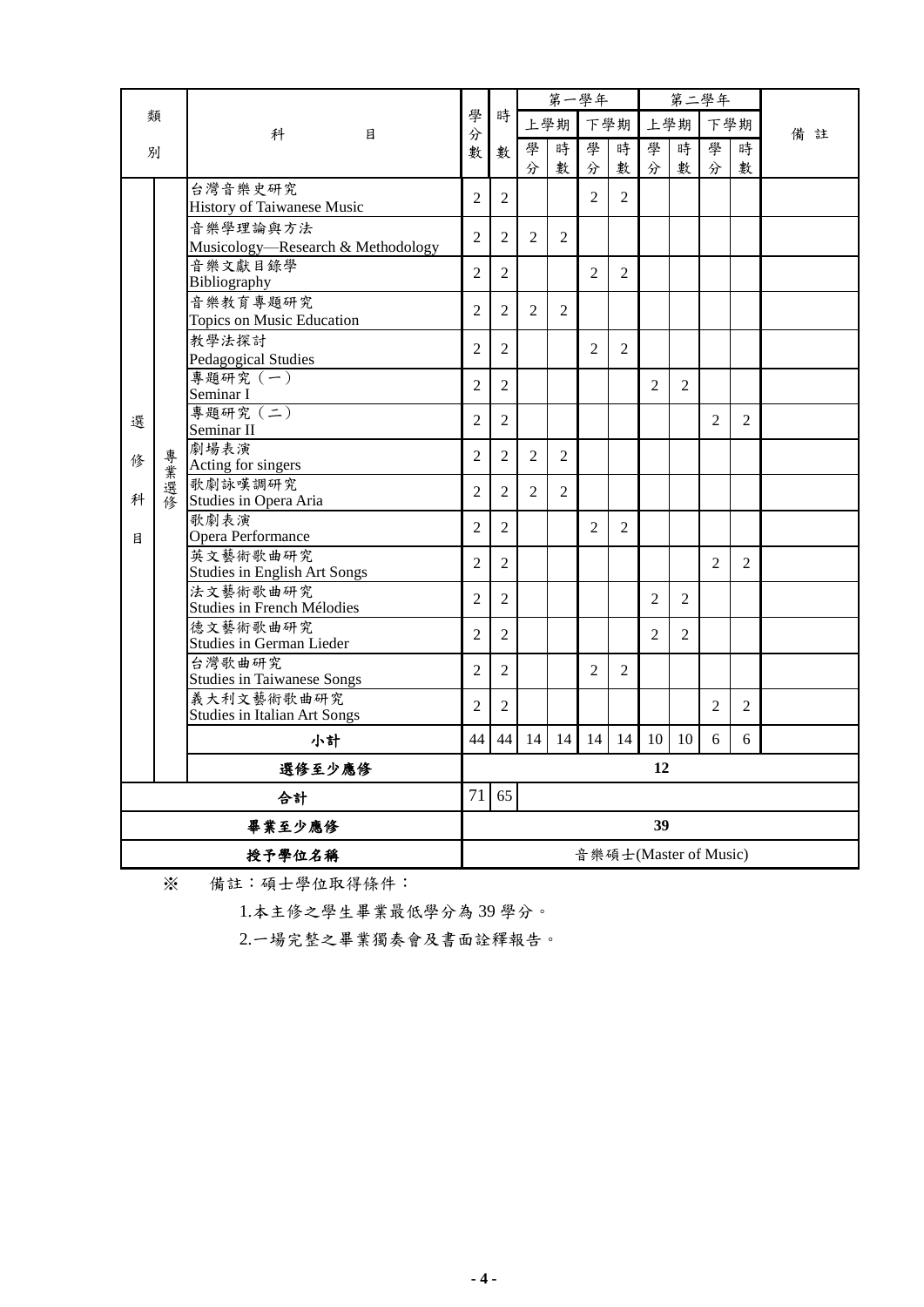| 類別 | | 科目 | 學分數 | 時數 | 第一學年 | | | | 第二學年 | | | | 備註 |
|---|---|---|---|---|---|---|---|---|---|---|---|---|---|
| | | | | | 上學期 | | 下學期 | | 上學期 | | 下學期 | | |
| | | | | | 學分 | 時數 | 學分 | 時數 | 學分 | 時數 | 學分 | 時數 | |
| 選修科目 | 專業選修 | 台灣音樂史研究<br>History of Taiwanese Music | 2 | 2 | | | 2 | 2 | | | | | |
| | | 音樂學理論與方法<br>Musicology—Research & Methodology | 2 | 2 | 2 | 2 | | | | | | | |
| | | 音樂文獻目錄學<br>Bibliography | 2 | 2 | | | 2 | 2 | | | | | |
| | | 音樂教育專題研究<br>Topics on Music Education | 2 | 2 | 2 | 2 | | | | | | | |
| | | 教學法探討<br>Pedagogical Studies | 2 | 2 | | | 2 | 2 | | | | | |
| | | 專題研究（一）<br>Seminar I | 2 | 2 | | | | | 2 | 2 | | | |
| | | 專題研究（二）<br>Seminar II | 2 | 2 | | | | | | | 2 | 2 | |
| | | 劇場表演<br>Acting for singers | 2 | 2 | 2 | 2 | | | | | | | |
| | | 歌劇詠嘆調研究<br>Studies in Opera Aria | 2 | 2 | 2 | 2 | | | | | | | |
| | | 歌劇表演<br>Opera Performance | 2 | 2 | | | 2 | 2 | | | | | |
| | | 英文藝術歌曲研究<br>Studies in English Art Songs | 2 | 2 | | | | | | | 2 | 2 | |
| | | 法文藝術歌曲研究<br>Studies in French Mélodies | 2 | 2 | | | | | 2 | 2 | | | |
| | | 德文藝術歌曲研究<br>Studies in German Lieder | 2 | 2 | | | | | 2 | 2 | | | |
| | | 台灣歌曲研究<br>Studies in Taiwanese Songs | 2 | 2 | | | 2 | 2 | | | | | |
| | | 義大利文藝術歌曲研究<br>Studies in Italian Art Songs | 2 | 2 | | | | | | | 2 | 2 | |
| | | **小計** | 44 | 44 | 14 | 14 | 14 | 14 | 10 | 10 | 6 | 6 | |
| | | **選修至少應修** | 12 | | | | | | | | | | |
| **合計** | | | 71 | 65 | | | | | | | | | |
| **畢業至少應修** | | | 39 | | | | | | | | | | |
| **授予學位名稱** | | | 音樂碩士(Master of Music) | | | | | | | | | | |

※ 備註：碩士學位取得條件：

1.本主修之學生畢業最低學分為 39 學分。

2.一場完整之畢業獨奏會及書面詮釋報告。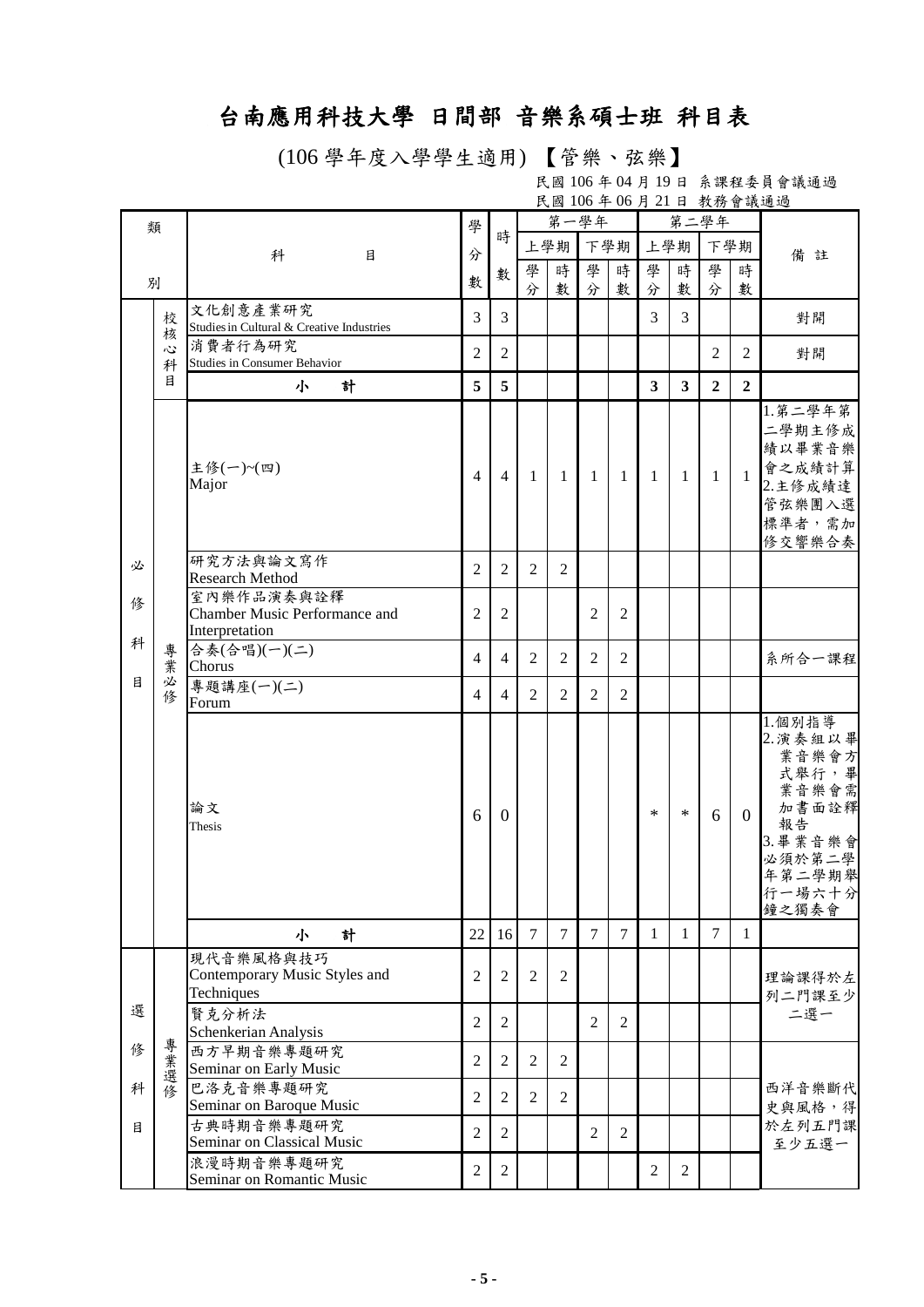# 台南應用科技大學 日間部 音樂系碩士班 科目表

(106 學年度入學學生適用) 【管樂、弦樂】

民國 106 年 04 月 19 日 系課程委員會議通過
民國 106 年 06 月 21 日 教務會議通過

| 類別 | | 科目 | 學分數 | 時數 | 第一學年 上學期 學分 | 第一學年 上學期 時數 | 第一學年 下學期 學分 | 第一學年 下學期 時數 | 第二學年 上學期 學分 | 第二學年 上學期 時數 | 第二學年 下學期 學分 | 第二學年 下學期 時數 | 備註 |
|---|---|---|---|---|---|---|---|---|---|---|---|---|---|
| 必修科目 | 校核心科目 | 文化創意產業研究 Studies in Cultural & Creative Industries | 3 | 3 | | | | | 3 | 3 | | | 對開 |
| | | 消費者行為研究 Studies in Consumer Behavior | 2 | 2 | | | | | | | 2 | 2 | 對開 |
| | | **小計** | **5** | **5** | | | | | **3** | **3** | **2** | **2** | |
| | 專業必修 | 主修(一)~(四) Major | 4 | 4 | 1 | 1 | 1 | 1 | 1 | 1 | 1 | 1 | 1.第二學年第二學期主修成績以畢業音樂會之成績計算 2.主修成績達管弦樂團入選標準者，需加修交響樂合奏 |
| | | 研究方法與論文寫作 Research Method | 2 | 2 | 2 | 2 | | | | | | | |
| | | 室內樂作品演奏與詮釋 Chamber Music Performance and Interpretation | 2 | 2 | | | 2 | 2 | | | | | |
| | | 合奏(合唱)(一)(二) Chorus | 4 | 4 | 2 | 2 | 2 | 2 | | | | | 系所合一課程 |
| | | 專題講座(一)(二) Forum | 4 | 4 | 2 | 2 | 2 | 2 | | | | | |
| | | 論文 Thesis | 6 | 0 | | | | | * | * | 6 | 0 | 1.個別指導 2.演奏組以畢業音樂會方式舉行，畢業音樂會需加書面詮釋報告 3.畢業音樂會必須於第二學年第二學期舉行一場六十分鐘之獨奏會 |
| | | **小計** | 22 | 16 | 7 | 7 | 7 | 7 | 1 | 1 | 7 | 1 | |
| 選修科目 | 專業選修 | 現代音樂風格與技巧 Contemporary Music Styles and Techniques | 2 | 2 | 2 | 2 | | | | | | | 理論課得於左列二門課至少二選一 |
| | | 賢克分析法 Schenkerian Analysis | 2 | 2 | | | 2 | 2 | | | | | |
| | | 西方早期音樂專題研究 Seminar on Early Music | 2 | 2 | 2 | 2 | | | | | | | 西洋音樂斷代史與風格，得於左列五門課至少五選一 |
| | | 巴洛克音樂專題研究 Seminar on Baroque Music | 2 | 2 | 2 | 2 | | | | | | | |
| | | 古典時期音樂專題研究 Seminar on Classical Music | 2 | 2 | | | 2 | 2 | | | | | |
| | | 浪漫時期音樂專題研究 Seminar on Romantic Music | 2 | 2 | | | | | 2 | 2 | | | |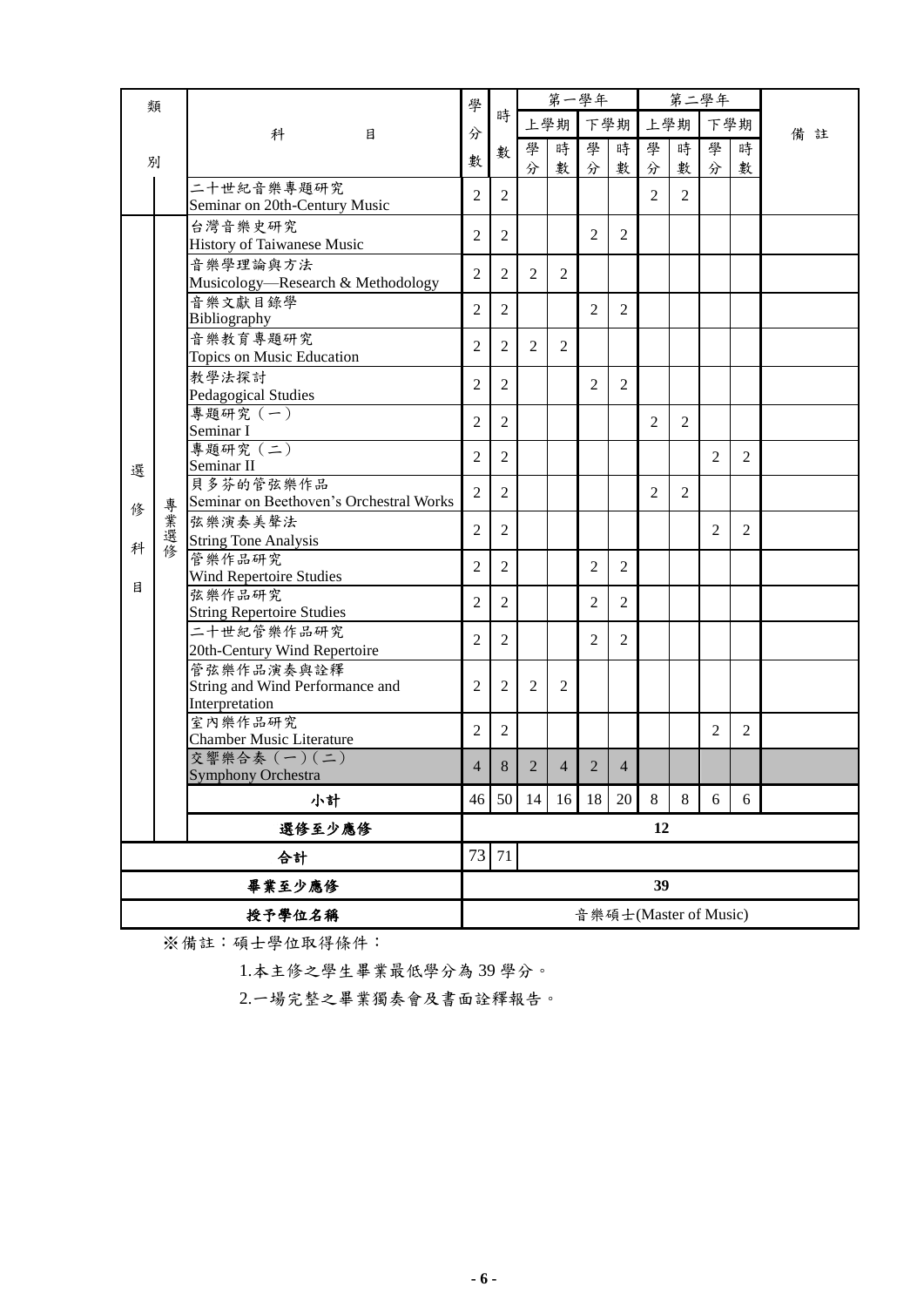| 類別 | | 科目 | 學分數 | 時數 | 第一學年 上學期 學分 | 第一學年 上學期 時數 | 第一學年 下學期 學分 | 第一學年 下學期 時數 | 第二學年 上學期 學分 | 第二學年 上學期 時數 | 第二學年 下學期 學分 | 第二學年 下學期 時數 | 備註 |
|---|---|---|---|---|---|---|---|---|---|---|---|---|---|
| | | 二十世紀音樂專題研究<br>Seminar on 20th-Century Music | 2 | 2 | | | | | 2 | 2 | | | |
| 選修科目 | 專業選修 | 台灣音樂史研究<br>History of Taiwanese Music | 2 | 2 | | | 2 | 2 | | | | | |
| | | 音樂學理論與方法<br>Musicology—Research & Methodology | 2 | 2 | 2 | 2 | | | | | | | |
| | | 音樂文獻目錄學<br>Bibliography | 2 | 2 | | | 2 | 2 | | | | | |
| | | 音樂教育專題研究<br>Topics on Music Education | 2 | 2 | 2 | 2 | | | | | | | |
| | | 教學法探討<br>Pedagogical Studies | 2 | 2 | | | 2 | 2 | | | | | |
| | | 專題研究（一）<br>Seminar I | 2 | 2 | | | | | 2 | 2 | | | |
| | | 專題研究（二）<br>Seminar II | 2 | 2 | | | | | | | 2 | 2 | |
| | | 貝多芬的管弦樂作品<br>Seminar on Beethoven's Orchestral Works | 2 | 2 | | | | | 2 | 2 | | | |
| | | 弦樂演奏美聲法<br>String Tone Analysis | 2 | 2 | | | | | | | 2 | 2 | |
| | | 管樂作品研究<br>Wind Repertoire Studies | 2 | 2 | | | 2 | 2 | | | | | |
| | | 弦樂作品研究<br>String Repertoire Studies | 2 | 2 | | | 2 | 2 | | | | | |
| | | 二十世紀管樂作品研究<br>20th-Century Wind Repertoire | 2 | 2 | | | 2 | 2 | | | | | |
| | | 管弦樂作品演奏與詮釋<br>String and Wind Performance and Interpretation | 2 | 2 | 2 | 2 | | | | | | | |
| | | 室內樂作品研究<br>Chamber Music Literature | 2 | 2 | | | | | | | 2 | 2 | |
| | | 交響樂合奏（一）（二）<br>Symphony Orchestra | 4 | 8 | 2 | 4 | 2 | 4 | | | | | |
| | | **小計** | 46 | 50 | 14 | 16 | 18 | 20 | 8 | 8 | 6 | 6 | |
| | | **選修至少應修** | 12 | | | | | | | | | | |
| **合計** | | | 73 | 71 | | | | | | | | | |
| **畢業至少應修** | | | 39 | | | | | | | | | | |
| **授予學位名稱** | | | 音樂碩士(Master of Music) | | | | | | | | | | |

※備註：碩士學位取得條件：

1.本主修之學生畢業最低學分為 39 學分。

2.一場完整之畢業獨奏會及書面詮釋報告。